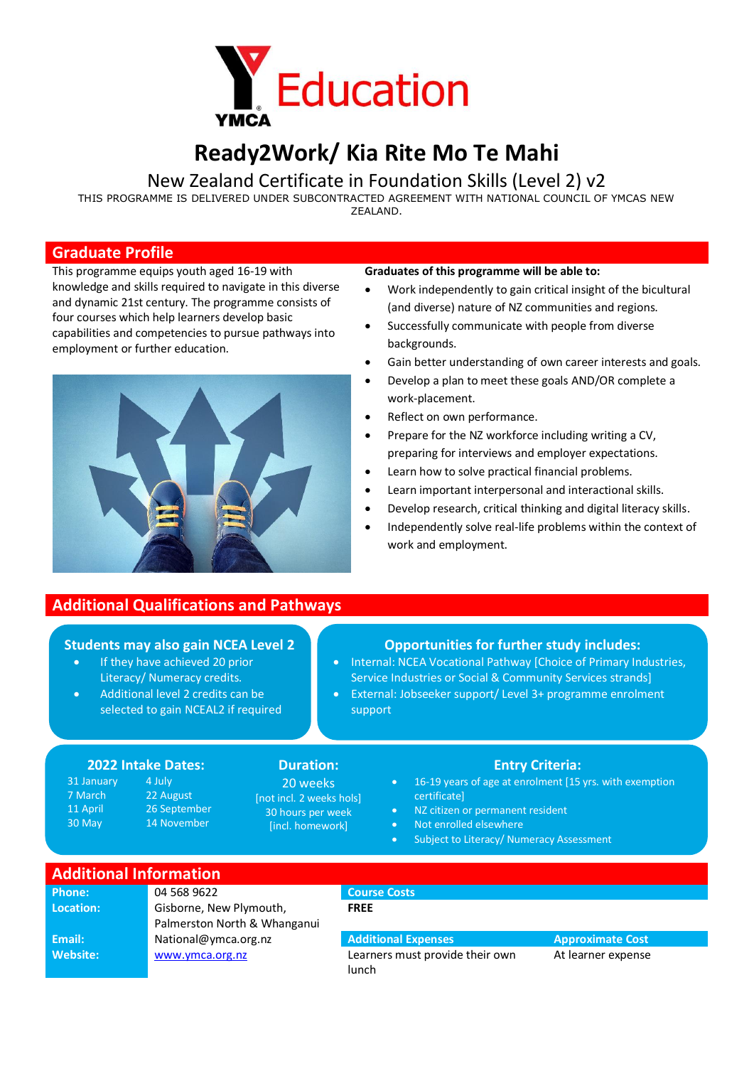# Y Education

YMCA

# Ready2Work/ Kia Rite Mo Te Mahi

## New Zealand Certificate in Foundation Skills (Level 2) v2

THIS PROGRAMME IS DELIVERED UNDER SUBCONTRACTED AGREEMENT WITH NATIONAL COUNCIL OF YMCAS NEW ZEALAND.

## Graduate Profile

This programme equips youth aged 16-19 with knowledge and skills required to navigate in this diverse and dynamic 21st century. The programme consists of four courses which help learners develop basic capabilities and competencies to pursue pathways into employment or further education.

**Graduates of this programme will be able to:**

- Work independently to gain critical insight of the bicultural (and diverse) nature of NZ communities and regions.
- Successfully communicate with people from diverse backgrounds.
- Gain better understanding of own career interests and goals.
- Develop a plan to meet these goals AND/OR complete a work-placement.
- Reflect on own performance.
- Prepare for the NZ workforce including writing a CV, preparing for interviews and employer expectations.
- Learn how to solve practical financial problems.
- Learn important interpersonal and interactional skills.
- Develop research, critical thinking and digital literacy skills.
- Independently solve real-life problems within the context of work and employment.

## Additional Qualifications and Pathways

### Students may also gain NCEA Level 2

- If they have achieved 20 prior Literacy/ Numeracy credits.
- Additional level 2 credits can be selected to gain NCEAL2 if required

### Opportunities for further study includes:

- Internal: NCEA Vocational Pathway [Choice of Primary Industries, Service Industries or Social & Community Services strands]
- External: Jobseeker support/ Level 3+ programme enrolment support

### 2022 Intake Dates:

| | |
|---|---|
| 31 January | 4 July |
| 7 March | 22 August |
| 11 April | 26 September |
| 30 May | 14 November |

### Duration:

20 weeks
[not incl. 2 weeks hols]
30 hours per week
[incl. homework]

### Entry Criteria:

- 16-19 years of age at enrolment [15 yrs. with exemption certificate]
- NZ citizen or permanent resident
- Not enrolled elsewhere
- Subject to Literacy/ Numeracy Assessment

## Additional Information

| | |
|---|---|
| **Phone:** | 04 568 9622 |
| **Location:** | Gisborne, New Plymouth, Palmerston North & Whanganui |
| **Email:** | National@ymca.org.nz |
| **Website:** | www.ymca.org.nz |

| Course Costs | |
|---|---|
| **FREE** | |
| **Additional Expenses** | **Approximate Cost** |
| Learners must provide their own lunch | At learner expense |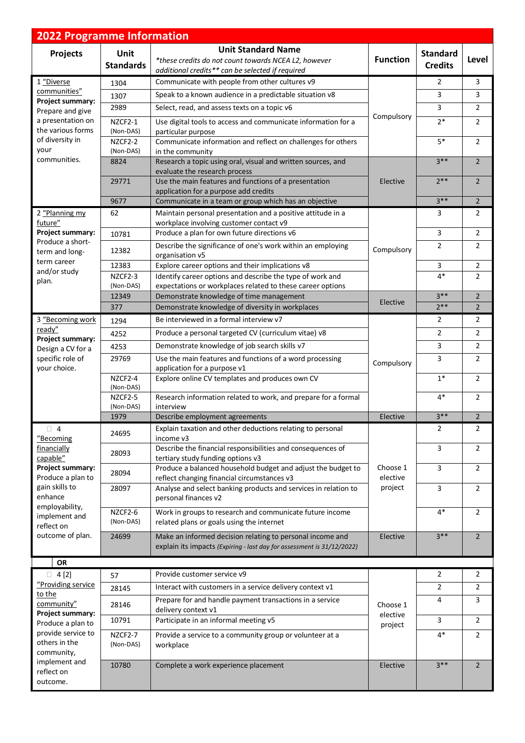## 2022 Programme Information

| Projects | Unit Standards | Unit Standard Name *\*these credits do not count towards NCEA L2, however additional credits\*\* can be selected if required* | Function | Standard Credits | Level |
|---|---|---|---|---|---|
| 1 "Diverse communities" **Project summary:** Prepare and give a presentation on the various forms of diversity in your communities. | 1304 | Communicate with people from other cultures v9 | Compulsory | 2 | 3 |
| | 1307 | Speak to a known audience in a predictable situation v8 | | 3 | 3 |
| | 2989 | Select, read, and assess texts on a topic v6 | | 3 | 2 |
| | NZCF2-1 (Non-DAS) | Use digital tools to access and communicate information for a particular purpose | | 2* | 2 |
| | NZCF2-2 (Non-DAS) | Communicate information and reflect on challenges for others in the community | | 5* | 2 |
| | 8824 | Research a topic using oral, visual and written sources, and evaluate the research process | Elective | 3** | 2 |
| | 29771 | Use the main features and functions of a presentation application for a purpose add credits | | 2** | 2 |
| | 9677 | Communicate in a team or group which has an objective | | 3** | 2 |
| 2 "Planning my future" **Project summary:** Produce a short-term and long-term career and/or study plan. | 62 | Maintain personal presentation and a positive attitude in a workplace involving customer contact v9 | Compulsory | 3 | 2 |
| | 10781 | Produce a plan for own future directions v6 | | 3 | 2 |
| | 12382 | Describe the significance of one's work within an employing organisation v5 | | 2 | 2 |
| | 12383 | Explore career options and their implications v8 | | 3 | 2 |
| | NZCF2-3 (Non-DAS) | Identify career options and describe the type of work and expectations or workplaces related to these career options | | 4* | 2 |
| | 12349 | Demonstrate knowledge of time management | Elective | 3** | 2 |
| | 377 | Demonstrate knowledge of diversity in workplaces | | 2** | 2 |
| 3 "Becoming work ready" **Project summary:** Design a CV for a specific role of your choice. | 1294 | Be interviewed in a formal interview v7 | Compulsory | 2 | 2 |
| | 4252 | Produce a personal targeted CV (curriculum vitae) v8 | | 2 | 2 |
| | 4253 | Demonstrate knowledge of job search skills v7 | | 3 | 2 |
| | 29769 | Use the main features and functions of a word processing application for a purpose v1 | | 3 | 2 |
| | NZCF2-4 (Non-DAS) | Explore online CV templates and produces own CV | | 1* | 2 |
| | NZCF2-5 (Non-DAS) | Research information related to work, and prepare for a formal interview | | 4* | 2 |
| | 1979 | Describe employment agreements | Elective | 3** | 2 |
| ☐ 4 "Becoming financially capable" **Project summary:** Produce a plan to gain skills to enhance employability, implement and reflect on outcome of plan. | 24695 | Explain taxation and other deductions relating to personal income v3 | Choose 1 elective project | 2 | 2 |
| | 28093 | Describe the financial responsibilities and consequences of tertiary study funding options v3 | | 3 | 2 |
| | 28094 | Produce a balanced household budget and adjust the budget to reflect changing financial circumstances v3 | | 3 | 2 |
| | 28097 | Analyse and select banking products and services in relation to personal finances v2 | | 3 | 2 |
| | NZCF2-6 (Non-DAS) | Work in groups to research and communicate future income related plans or goals using the internet | | 4* | 2 |
| | 24699 | Make an informed decision relating to personal income and explain its impacts *(Expiring - last day for assessment is 31/12/2022)* | Elective | 3** | 2 |
| **OR** | | | | | |
| ☐ 4 [2] "Providing service to the community" **Project summary:** Produce a plan to provide service to others in the community, implement and reflect on outcome. | 57 | Provide customer service v9 | Choose 1 elective project | 2 | 2 |
| | 28145 | Interact with customers in a service delivery context v1 | | 2 | 2 |
| | 28146 | Prepare for and handle payment transactions in a service delivery context v1 | | 4 | 3 |
| | 10791 | Participate in an informal meeting v5 | | 3 | 2 |
| | NZCF2-7 (Non-DAS) | Provide a service to a community group or volunteer at a workplace | | 4* | 2 |
| | 10780 | Complete a work experience placement | Elective | 3** | 2 |